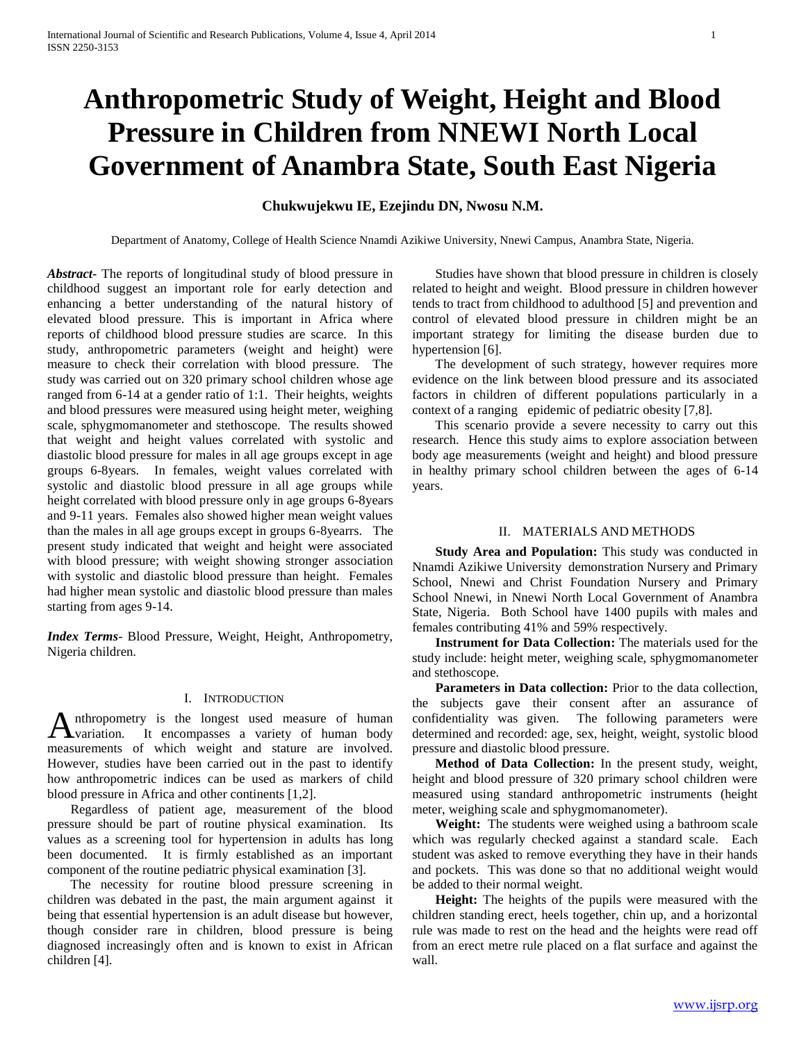# Anthropometric Study of Weight, Height and Blood Pressure in Children from NNEWI North Local Government of Anambra State, South East Nigeria

**Chukwujekwu IE, Ezejindu DN, Nwosu N.M.**

Department of Anatomy, College of Health Science Nnamdi Azikiwe University, Nnewi Campus, Anambra State, Nigeria.

***Abstract-*** The reports of longitudinal study of blood pressure in childhood suggest an important role for early detection and enhancing a better understanding of the natural history of elevated blood pressure. This is important in Africa where reports of childhood blood pressure studies are scarce. In this study, anthropometric parameters (weight and height) were measure to check their correlation with blood pressure. The study was carried out on 320 primary school children whose age ranged from 6-14 at a gender ratio of 1:1. Their heights, weights and blood pressures were measured using height meter, weighing scale, sphygmomanometer and stethoscope. The results showed that weight and height values correlated with systolic and diastolic blood pressure for males in all age groups except in age groups 6-8years. In females, weight values correlated with systolic and diastolic blood pressure in all age groups while height correlated with blood pressure only in age groups 6-8years and 9-11 years. Females also showed higher mean weight values than the males in all age groups except in groups 6-8yearrs. The present study indicated that weight and height were associated with blood pressure; with weight showing stronger association with systolic and diastolic blood pressure than height. Females had higher mean systolic and diastolic blood pressure than males starting from ages 9-14.

***Index Terms*-** Blood Pressure, Weight, Height, Anthropometry, Nigeria children.

## I. Introduction

Anthropometry is the longest used measure of human variation. It encompasses a variety of human body measurements of which weight and stature are involved. However, studies have been carried out in the past to identify how anthropometric indices can be used as markers of child blood pressure in Africa and other continents [1,2].

Regardless of patient age, measurement of the blood pressure should be part of routine physical examination. Its values as a screening tool for hypertension in adults has long been documented. It is firmly established as an important component of the routine pediatric physical examination [3].

The necessity for routine blood pressure screening in children was debated in the past, the main argument against it being that essential hypertension is an adult disease but however, though consider rare in children, blood pressure is being diagnosed increasingly often and is known to exist in African children [4].

Studies have shown that blood pressure in children is closely related to height and weight. Blood pressure in children however tends to tract from childhood to adulthood [5] and prevention and control of elevated blood pressure in children might be an important strategy for limiting the disease burden due to hypertension [6].

The development of such strategy, however requires more evidence on the link between blood pressure and its associated factors in children of different populations particularly in a context of a ranging epidemic of pediatric obesity [7,8].

This scenario provide a severe necessity to carry out this research. Hence this study aims to explore association between body age measurements (weight and height) and blood pressure in healthy primary school children between the ages of 6-14 years.

## II. Materials and Methods

**Study Area and Population:** This study was conducted in Nnamdi Azikiwe University demonstration Nursery and Primary School, Nnewi and Christ Foundation Nursery and Primary School Nnewi, in Nnewi North Local Government of Anambra State, Nigeria. Both School have 1400 pupils with males and females contributing 41% and 59% respectively.

**Instrument for Data Collection:** The materials used for the study include: height meter, weighing scale, sphygmomanometer and stethoscope.

**Parameters in Data collection:** Prior to the data collection, the subjects gave their consent after an assurance of confidentiality was given. The following parameters were determined and recorded: age, sex, height, weight, systolic blood pressure and diastolic blood pressure.

**Method of Data Collection:** In the present study, weight, height and blood pressure of 320 primary school children were measured using standard anthropometric instruments (height meter, weighing scale and sphygmomanometer).

**Weight:** The students were weighed using a bathroom scale which was regularly checked against a standard scale. Each student was asked to remove everything they have in their hands and pockets. This was done so that no additional weight would be added to their normal weight.

**Height:** The heights of the pupils were measured with the children standing erect, heels together, chin up, and a horizontal rule was made to rest on the head and the heights were read off from an erect metre rule placed on a flat surface and against the wall.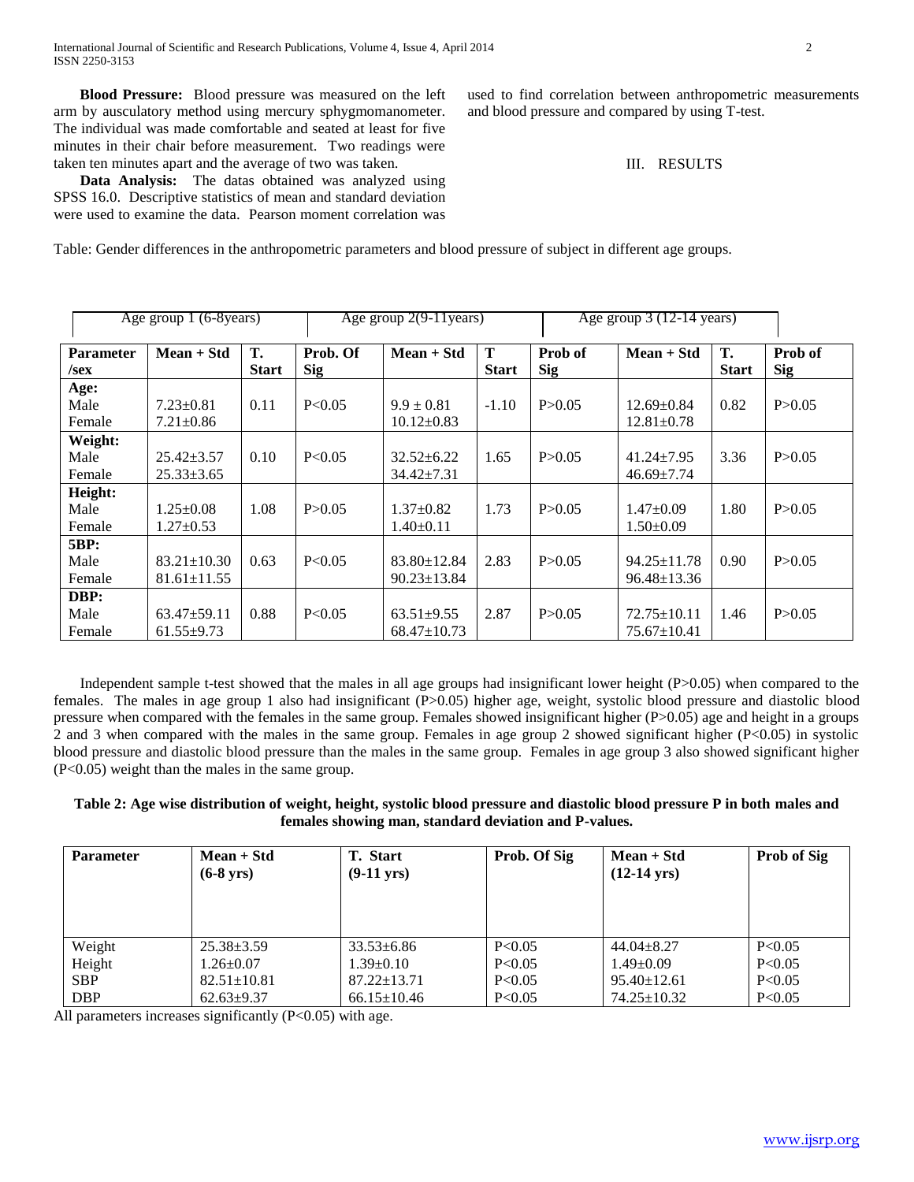**Blood Pressure:** Blood pressure was measured on the left arm by ausculatory method using mercury sphygmomanometer. The individual was made comfortable and seated at least for five minutes in their chair before measurement. Two readings were taken ten minutes apart and the average of two was taken.

**Data Analysis:** The datas obtained was analyzed using SPSS 16.0. Descriptive statistics of mean and standard deviation were used to examine the data. Pearson moment correlation was used to find correlation between anthropometric measurements and blood pressure and compared by using T-test.

## III. RESULTS

Table: Gender differences in the anthropometric parameters and blood pressure of subject in different age groups.

| | Age group 1 (6-8years) | | | Age group 2(9-11years) | | | Age group 3 (12-14 years) | | |
|---|---|---|---|---|---|---|---|---|---|
| **Parameter /sex** | **Mean + Std** | **T. Start** | **Prob. Of Sig** | **Mean + Std** | **T Start** | **Prob of Sig** | **Mean + Std** | **T. Start** | **Prob of Sig** |
| **Age:** | | | | | | | | | |
| Male | 7.23±0.81 | 0.11 | P<0.05 | 9.9 ± 0.81 | -1.10 | P>0.05 | 12.69±0.84 | 0.82 | P>0.05 |
| Female | 7.21±0.86 | | | 10.12±0.83 | | | 12.81±0.78 | | |
| **Weight:** | | | | | | | | | |
| Male | 25.42±3.57 | 0.10 | P<0.05 | 32.52±6.22 | 1.65 | P>0.05 | 41.24±7.95 | 3.36 | P>0.05 |
| Female | 25.33±3.65 | | | 34.42±7.31 | | | 46.69±7.74 | | |
| **Height:** | | | | | | | | | |
| Male | 1.25±0.08 | 1.08 | P>0.05 | 1.37±0.82 | 1.73 | P>0.05 | 1.47±0.09 | 1.80 | P>0.05 |
| Female | 1.27±0.53 | | | 1.40±0.11 | | | 1.50±0.09 | | |
| **5BP:** | | | | | | | | | |
| Male | 83.21±10.30 | 0.63 | P<0.05 | 83.80±12.84 | 2.83 | P>0.05 | 94.25±11.78 | 0.90 | P>0.05 |
| Female | 81.61±11.55 | | | 90.23±13.84 | | | 96.48±13.36 | | |
| **DBP:** | | | | | | | | | |
| Male | 63.47±59.11 | 0.88 | P<0.05 | 63.51±9.55 | 2.87 | P>0.05 | 72.75±10.11 | 1.46 | P>0.05 |
| Female | 61.55±9.73 | | | 68.47±10.73 | | | 75.67±10.41 | | |

Independent sample t-test showed that the males in all age groups had insignificant lower height (P>0.05) when compared to the females. The males in age group 1 also had insignificant (P>0.05) higher age, weight, systolic blood pressure and diastolic blood pressure when compared with the females in the same group. Females showed insignificant higher (P>0.05) age and height in a groups 2 and 3 when compared with the males in the same group. Females in age group 2 showed significant higher (P<0.05) in systolic blood pressure and diastolic blood pressure than the males in the same group. Females in age group 3 also showed significant higher (P<0.05) weight than the males in the same group.

**Table 2: Age wise distribution of weight, height, systolic blood pressure and diastolic blood pressure P in both males and females showing man, standard deviation and P-values.**

| **Parameter** | **Mean + Std (6-8 yrs)** | **T. Start (9-11 yrs)** | **Prob. Of Sig** | **Mean + Std (12-14 yrs)** | **Prob of Sig** |
|---|---|---|---|---|---|
| Weight | 25.38±3.59 | 33.53±6.86 | P<0.05 | 44.04±8.27 | P<0.05 |
| Height | 1.26±0.07 | 1.39±0.10 | P<0.05 | 1.49±0.09 | P<0.05 |
| SBP | 82.51±10.81 | 87.22±13.71 | P<0.05 | 95.40±12.61 | P<0.05 |
| DBP | 62.63±9.37 | 66.15±10.46 | P<0.05 | 74.25±10.32 | P<0.05 |

All parameters increases significantly (P<0.05) with age.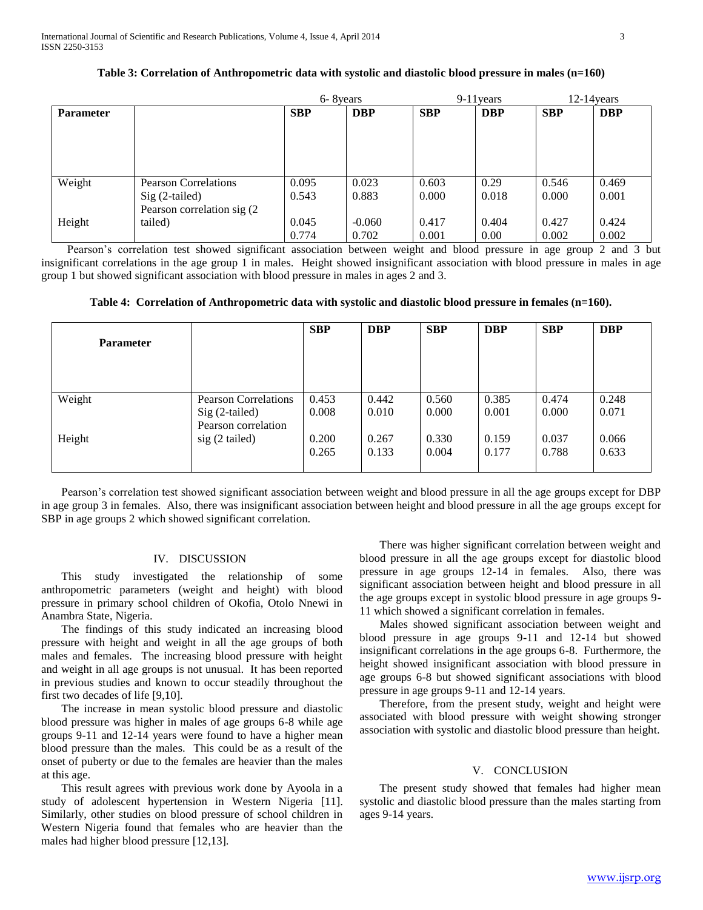**Table 3: Correlation of Anthropometric data with systolic and diastolic blood pressure in males (n=160)**

| | | 6- 8years | | 9-11years | | 12-14years | |
|---|---|---|---|---|---|---|---|
| **Parameter** | | **SBP** | **DBP** | **SBP** | **DBP** | **SBP** | **DBP** |
| Weight | Pearson Correlations | 0.095 | 0.023 | 0.603 | 0.29 | 0.546 | 0.469 |
| | Sig (2-tailed) | 0.543 | 0.883 | 0.000 | 0.018 | 0.000 | 0.001 |
| Height | Pearson correlation sig (2 tailed) | 0.045 | -0.060 | 0.417 | 0.404 | 0.427 | 0.424 |
| | | 0.774 | 0.702 | 0.001 | 0.00 | 0.002 | 0.002 |

Pearson's correlation test showed significant association between weight and blood pressure in age group 2 and 3 but insignificant correlations in the age group 1 in males. Height showed insignificant association with blood pressure in males in age group 1 but showed significant association with blood pressure in males in ages 2 and 3.

**Table 4: Correlation of Anthropometric data with systolic and diastolic blood pressure in females (n=160).**

| **Parameter** | | **SBP** | **DBP** | **SBP** | **DBP** | **SBP** | **DBP** |
|---|---|---|---|---|---|---|---|
| Weight | Pearson Correlations | 0.453 | 0.442 | 0.560 | 0.385 | 0.474 | 0.248 |
| | Sig (2-tailed) | 0.008 | 0.010 | 0.000 | 0.001 | 0.000 | 0.071 |
| Height | Pearson correlation sig (2 tailed) | 0.200 | 0.267 | 0.330 | 0.159 | 0.037 | 0.066 |
| | | 0.265 | 0.133 | 0.004 | 0.177 | 0.788 | 0.633 |

Pearson's correlation test showed significant association between weight and blood pressure in all the age groups except for DBP in age group 3 in females. Also, there was insignificant association between height and blood pressure in all the age groups except for SBP in age groups 2 which showed significant correlation.

## IV. DISCUSSION

This study investigated the relationship of some anthropometric parameters (weight and height) with blood pressure in primary school children of Okofia, Otolo Nnewi in Anambra State, Nigeria.

The findings of this study indicated an increasing blood pressure with height and weight in all the age groups of both males and females. The increasing blood pressure with height and weight in all age groups is not unusual. It has been reported in previous studies and known to occur steadily throughout the first two decades of life [9,10].

The increase in mean systolic blood pressure and diastolic blood pressure was higher in males of age groups 6-8 while age groups 9-11 and 12-14 years were found to have a higher mean blood pressure than the males. This could be as a result of the onset of puberty or due to the females are heavier than the males at this age.

This result agrees with previous work done by Ayoola in a study of adolescent hypertension in Western Nigeria [11]. Similarly, other studies on blood pressure of school children in Western Nigeria found that females who are heavier than the males had higher blood pressure [12,13].

There was higher significant correlation between weight and blood pressure in all the age groups except for diastolic blood pressure in age groups 12-14 in females. Also, there was significant association between height and blood pressure in all the age groups except in systolic blood pressure in age groups 9-11 which showed a significant correlation in females.

Males showed significant association between weight and blood pressure in age groups 9-11 and 12-14 but showed insignificant correlations in the age groups 6-8. Furthermore, the height showed insignificant association with blood pressure in age groups 6-8 but showed significant associations with blood pressure in age groups 9-11 and 12-14 years.

Therefore, from the present study, weight and height were associated with blood pressure with weight showing stronger association with systolic and diastolic blood pressure than height.

## V. CONCLUSION

The present study showed that females had higher mean systolic and diastolic blood pressure than the males starting from ages 9-14 years.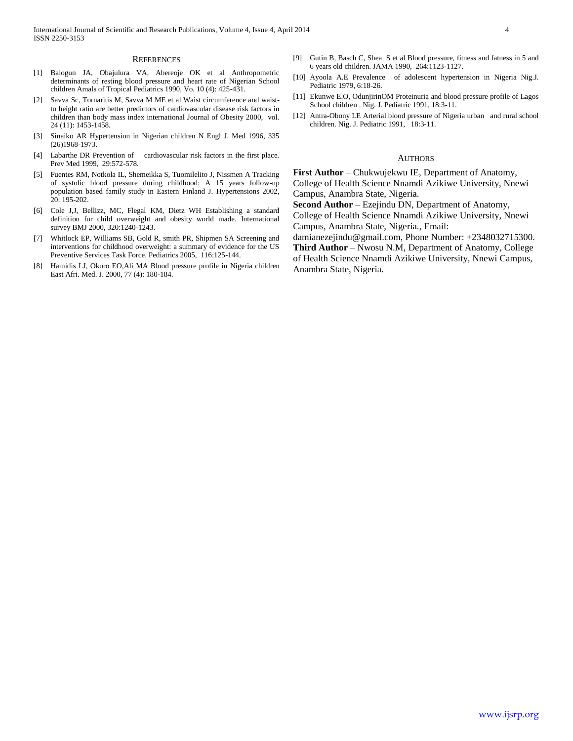## REFERENCES

[1] Balogun JA, Obajulura VA, Abereoje OK et al Anthropometric determinants of resting blood pressure and heart rate of Nigerian School children Amals of Tropical Pediatrics 1990, Vo. 10 (4): 425-431.

[2] Savva Sc, Tornaritis M, Savva M ME et al Waist circumference and waist-to height ratio are better predictors of cardiovascular disease risk factors in children than body mass index international Journal of Obesity 2000, vol. 24 (11): 1453-1458.

[3] Sinaiko AR Hypertension in Nigerian children N Engl J. Med 1996, 335 (26)1968-1973.

[4] Labarthe DR Prevention of cardiovascular risk factors in the first place. Prev Med 1999, 29:572-578.

[5] Fuentes RM, Notkola IL, Shemeikka S, Tuomilelito J, Nissmen A Tracking of systolic blood pressure during childhood: A 15 years follow-up population based family study in Eastern Finland J. Hypertensions 2002, 20: 195-202.

[6] Cole J,J, Bellizz, MC, Flegal KM, Dietz WH Establishing a standard definition for child overweight and obesity world made. International survey BMJ 2000, 320:1240-1243.

[7] Whitlock EP, Williams SB, Gold R, smith PR, Shipmen SA Screening and interventions for childhood overweight: a summary of evidence for the US Preventive Services Task Force. Pediatrics 2005, 116:125-144.

[8] Hamidis LJ, Okoro EO,Ali MA Blood pressure profile in Nigeria children East Afri. Med. J. 2000, 77 (4): 180-184.

[9] Gutin B, Basch C, Shea S et al Blood pressure, fitness and fatness in 5 and 6 years old children. JAMA 1990, 264:1123-1127.

[10] Ayoola A.E Prevalence of adolescent hypertension in Nigeria Nig.J. Pediatric 1979, 6:18-26.

[11] Ekunwe E.O, OdunjirinOM Proteinuria and blood pressure profile of Lagos School children . Nig. J. Pediatric 1991, 18:3-11.

[12] Antra-Obony LE Arterial blood pressure of Nigeria urban and rural school children. Nig. J. Pediatric 1991, 18:3-11.

## AUTHORS

**First Author** – Chukwujekwu IE, Department of Anatomy, College of Health Science Nnamdi Azikiwe University, Nnewi Campus, Anambra State, Nigeria.

**Second Author** – Ezejindu DN, Department of Anatomy, College of Health Science Nnamdi Azikiwe University, Nnewi Campus, Anambra State, Nigeria., Email: damianezejindu@gmail.com, Phone Number: +2348032715300.

**Third Author** – Nwosu N.M, Department of Anatomy, College of Health Science Nnamdi Azikiwe University, Nnewi Campus, Anambra State, Nigeria.